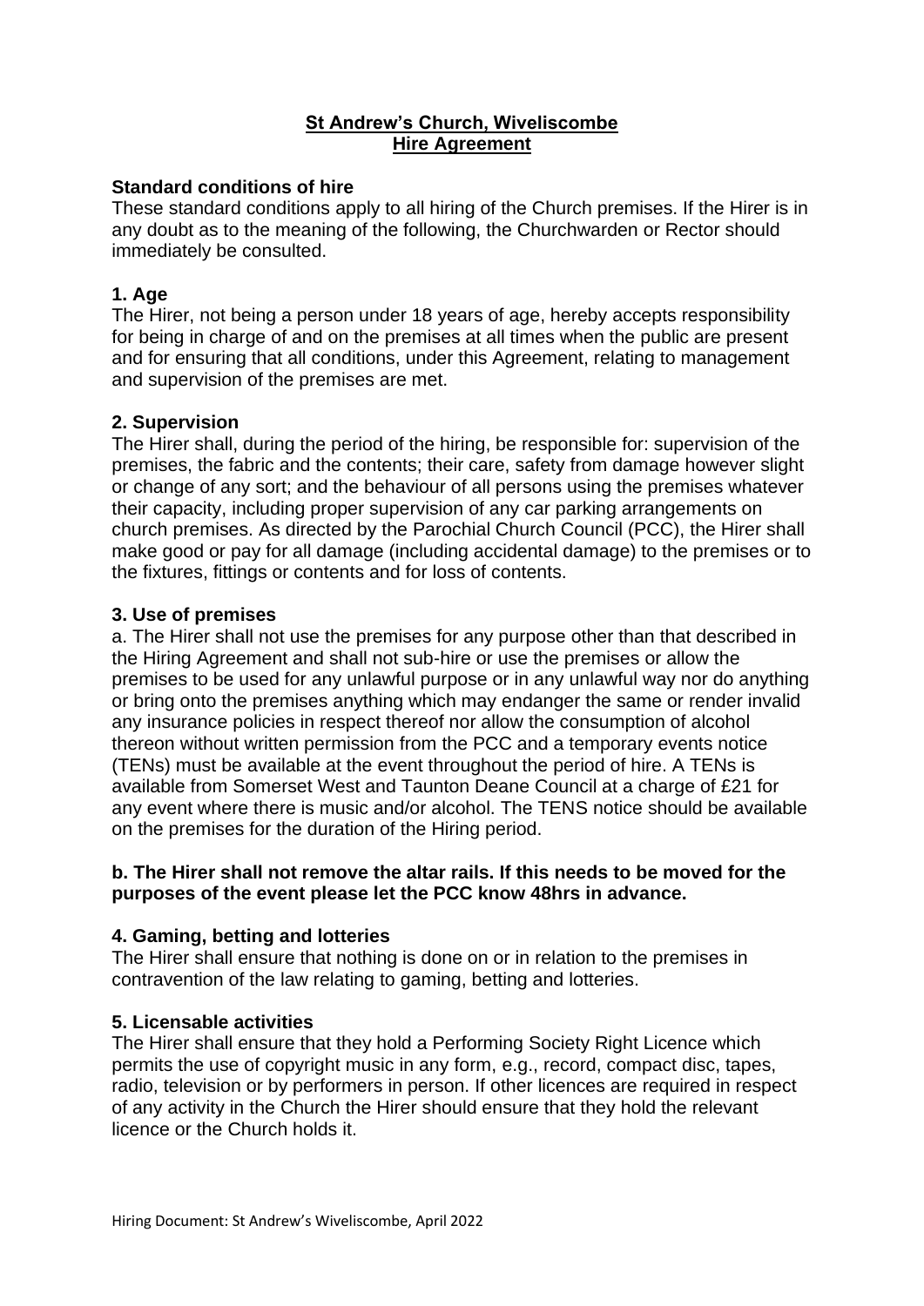**St Andrew's Church, Wiveliscombe**
**Hire Agreement**

**Standard conditions of hire**

These standard conditions apply to all hiring of the Church premises. If the Hirer is in any doubt as to the meaning of the following, the Churchwarden or Rector should immediately be consulted.

**1. Age**

The Hirer, not being a person under 18 years of age, hereby accepts responsibility for being in charge of and on the premises at all times when the public are present and for ensuring that all conditions, under this Agreement, relating to management and supervision of the premises are met.

**2. Supervision**

The Hirer shall, during the period of the hiring, be responsible for: supervision of the premises, the fabric and the contents; their care, safety from damage however slight or change of any sort; and the behaviour of all persons using the premises whatever their capacity, including proper supervision of any car parking arrangements on church premises. As directed by the Parochial Church Council (PCC), the Hirer shall make good or pay for all damage (including accidental damage) to the premises or to the fixtures, fittings or contents and for loss of contents.

**3. Use of premises**

a. The Hirer shall not use the premises for any purpose other than that described in the Hiring Agreement and shall not sub-hire or use the premises or allow the premises to be used for any unlawful purpose or in any unlawful way nor do anything or bring onto the premises anything which may endanger the same or render invalid any insurance policies in respect thereof nor allow the consumption of alcohol thereon without written permission from the PCC and a temporary events notice (TENs) must be available at the event throughout the period of hire. A TENs is available from Somerset West and Taunton Deane Council at a charge of £21 for any event where there is music and/or alcohol. The TENS notice should be available on the premises for the duration of the Hiring period.

**b. The Hirer shall not remove the altar rails. If this needs to be moved for the purposes of the event please let the PCC know 48hrs in advance.**

**4. Gaming, betting and lotteries**

The Hirer shall ensure that nothing is done on or in relation to the premises in contravention of the law relating to gaming, betting and lotteries.

**5. Licensable activities**

The Hirer shall ensure that they hold a Performing Society Right Licence which permits the use of copyright music in any form, e.g., record, compact disc, tapes, radio, television or by performers in person. If other licences are required in respect of any activity in the Church the Hirer should ensure that they hold the relevant licence or the Church holds it.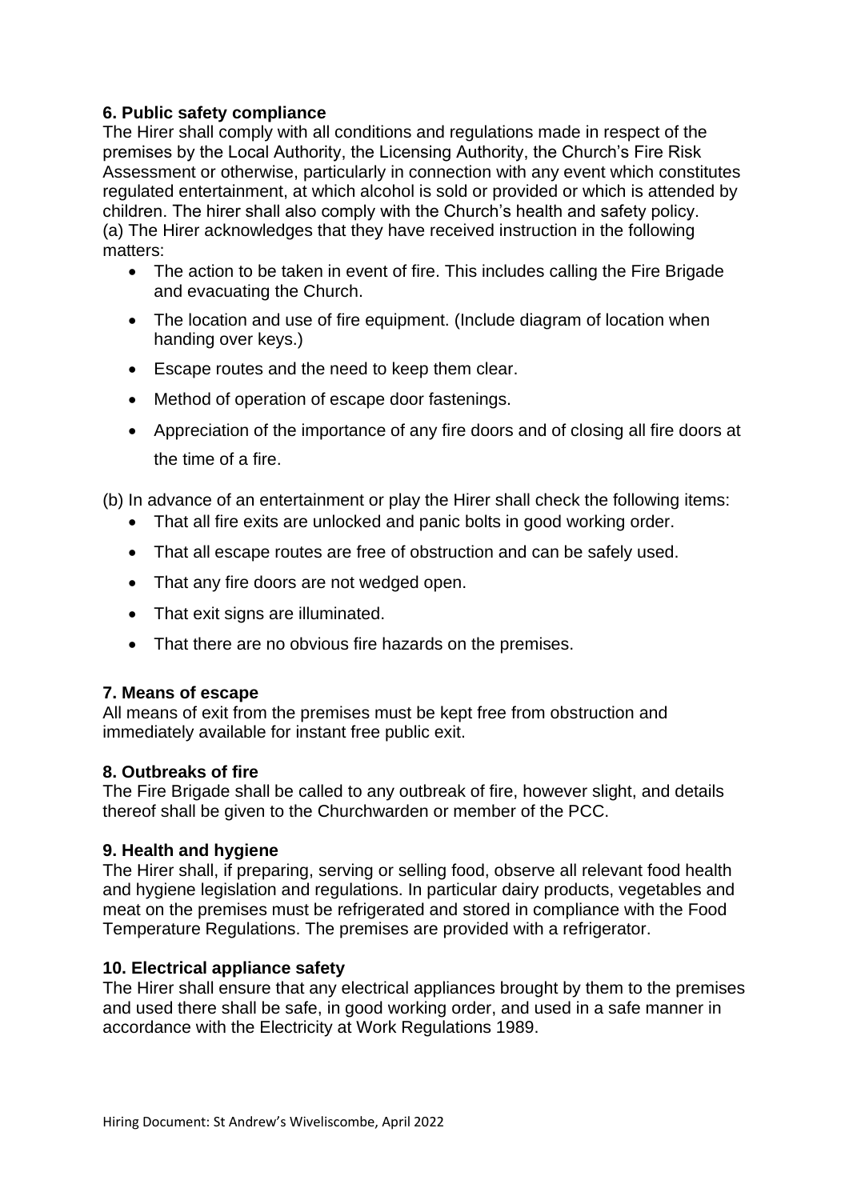**6. Public safety compliance**

The Hirer shall comply with all conditions and regulations made in respect of the premises by the Local Authority, the Licensing Authority, the Church's Fire Risk Assessment or otherwise, particularly in connection with any event which constitutes regulated entertainment, at which alcohol is sold or provided or which is attended by children. The hirer shall also comply with the Church's health and safety policy.

(a) The Hirer acknowledges that they have received instruction in the following matters:

- The action to be taken in event of fire. This includes calling the Fire Brigade and evacuating the Church.
- The location and use of fire equipment. (Include diagram of location when handing over keys.)
- Escape routes and the need to keep them clear.
- Method of operation of escape door fastenings.
- Appreciation of the importance of any fire doors and of closing all fire doors at the time of a fire.

(b) In advance of an entertainment or play the Hirer shall check the following items:

- That all fire exits are unlocked and panic bolts in good working order.
- That all escape routes are free of obstruction and can be safely used.
- That any fire doors are not wedged open.
- That exit signs are illuminated.
- That there are no obvious fire hazards on the premises.

**7. Means of escape**

All means of exit from the premises must be kept free from obstruction and immediately available for instant free public exit.

**8. Outbreaks of fire**

The Fire Brigade shall be called to any outbreak of fire, however slight, and details thereof shall be given to the Churchwarden or member of the PCC.

**9. Health and hygiene**

The Hirer shall, if preparing, serving or selling food, observe all relevant food health and hygiene legislation and regulations. In particular dairy products, vegetables and meat on the premises must be refrigerated and stored in compliance with the Food Temperature Regulations. The premises are provided with a refrigerator.

**10. Electrical appliance safety**

The Hirer shall ensure that any electrical appliances brought by them to the premises and used there shall be safe, in good working order, and used in a safe manner in accordance with the Electricity at Work Regulations 1989.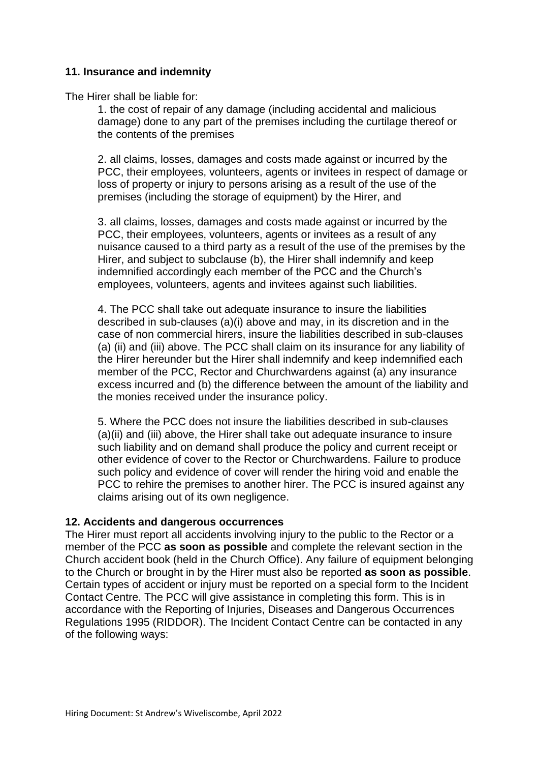### 11. Insurance and indemnity

The Hirer shall be liable for:

1. the cost of repair of any damage (including accidental and malicious damage) done to any part of the premises including the curtilage thereof or the contents of the premises

2. all claims, losses, damages and costs made against or incurred by the PCC, their employees, volunteers, agents or invitees in respect of damage or loss of property or injury to persons arising as a result of the use of the premises (including the storage of equipment) by the Hirer, and

3. all claims, losses, damages and costs made against or incurred by the PCC, their employees, volunteers, agents or invitees as a result of any nuisance caused to a third party as a result of the use of the premises by the Hirer, and subject to subclause (b), the Hirer shall indemnify and keep indemnified accordingly each member of the PCC and the Church's employees, volunteers, agents and invitees against such liabilities.

4. The PCC shall take out adequate insurance to insure the liabilities described in sub-clauses (a)(i) above and may, in its discretion and in the case of non commercial hirers, insure the liabilities described in sub-clauses (a) (ii) and (iii) above. The PCC shall claim on its insurance for any liability of the Hirer hereunder but the Hirer shall indemnify and keep indemnified each member of the PCC, Rector and Churchwardens against (a) any insurance excess incurred and (b) the difference between the amount of the liability and the monies received under the insurance policy.

5. Where the PCC does not insure the liabilities described in sub-clauses (a)(ii) and (iii) above, the Hirer shall take out adequate insurance to insure such liability and on demand shall produce the policy and current receipt or other evidence of cover to the Rector or Churchwardens. Failure to produce such policy and evidence of cover will render the hiring void and enable the PCC to rehire the premises to another hirer. The PCC is insured against any claims arising out of its own negligence.

### 12. Accidents and dangerous occurrences

The Hirer must report all accidents involving injury to the public to the Rector or a member of the PCC **as soon as possible** and complete the relevant section in the Church accident book (held in the Church Office). Any failure of equipment belonging to the Church or brought in by the Hirer must also be reported **as soon as possible**. Certain types of accident or injury must be reported on a special form to the Incident Contact Centre. The PCC will give assistance in completing this form. This is in accordance with the Reporting of Injuries, Diseases and Dangerous Occurrences Regulations 1995 (RIDDOR). The Incident Contact Centre can be contacted in any of the following ways: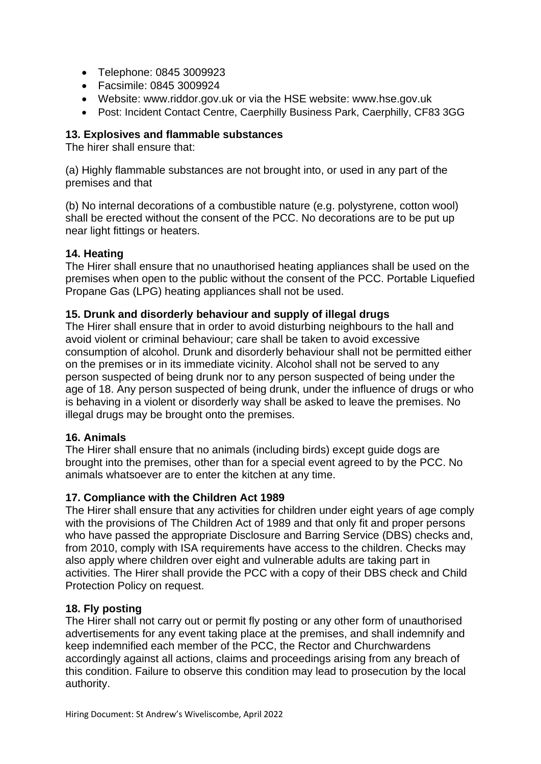- Telephone: 0845 3009923
- Facsimile: 0845 3009924
- Website: www.riddor.gov.uk or via the HSE website: www.hse.gov.uk
- Post: Incident Contact Centre, Caerphilly Business Park, Caerphilly, CF83 3GG

**13. Explosives and flammable substances**

The hirer shall ensure that:

(a) Highly flammable substances are not brought into, or used in any part of the premises and that

(b) No internal decorations of a combustible nature (e.g. polystyrene, cotton wool) shall be erected without the consent of the PCC. No decorations are to be put up near light fittings or heaters.

**14. Heating**

The Hirer shall ensure that no unauthorised heating appliances shall be used on the premises when open to the public without the consent of the PCC. Portable Liquefied Propane Gas (LPG) heating appliances shall not be used.

**15. Drunk and disorderly behaviour and supply of illegal drugs**

The Hirer shall ensure that in order to avoid disturbing neighbours to the hall and avoid violent or criminal behaviour; care shall be taken to avoid excessive consumption of alcohol. Drunk and disorderly behaviour shall not be permitted either on the premises or in its immediate vicinity. Alcohol shall not be served to any person suspected of being drunk nor to any person suspected of being under the age of 18. Any person suspected of being drunk, under the influence of drugs or who is behaving in a violent or disorderly way shall be asked to leave the premises. No illegal drugs may be brought onto the premises.

**16. Animals**

The Hirer shall ensure that no animals (including birds) except guide dogs are brought into the premises, other than for a special event agreed to by the PCC. No animals whatsoever are to enter the kitchen at any time.

**17. Compliance with the Children Act 1989**

The Hirer shall ensure that any activities for children under eight years of age comply with the provisions of The Children Act of 1989 and that only fit and proper persons who have passed the appropriate Disclosure and Barring Service (DBS) checks and, from 2010, comply with ISA requirements have access to the children. Checks may also apply where children over eight and vulnerable adults are taking part in activities. The Hirer shall provide the PCC with a copy of their DBS check and Child Protection Policy on request.

**18. Fly posting**

The Hirer shall not carry out or permit fly posting or any other form of unauthorised advertisements for any event taking place at the premises, and shall indemnify and keep indemnified each member of the PCC, the Rector and Churchwardens accordingly against all actions, claims and proceedings arising from any breach of this condition. Failure to observe this condition may lead to prosecution by the local authority.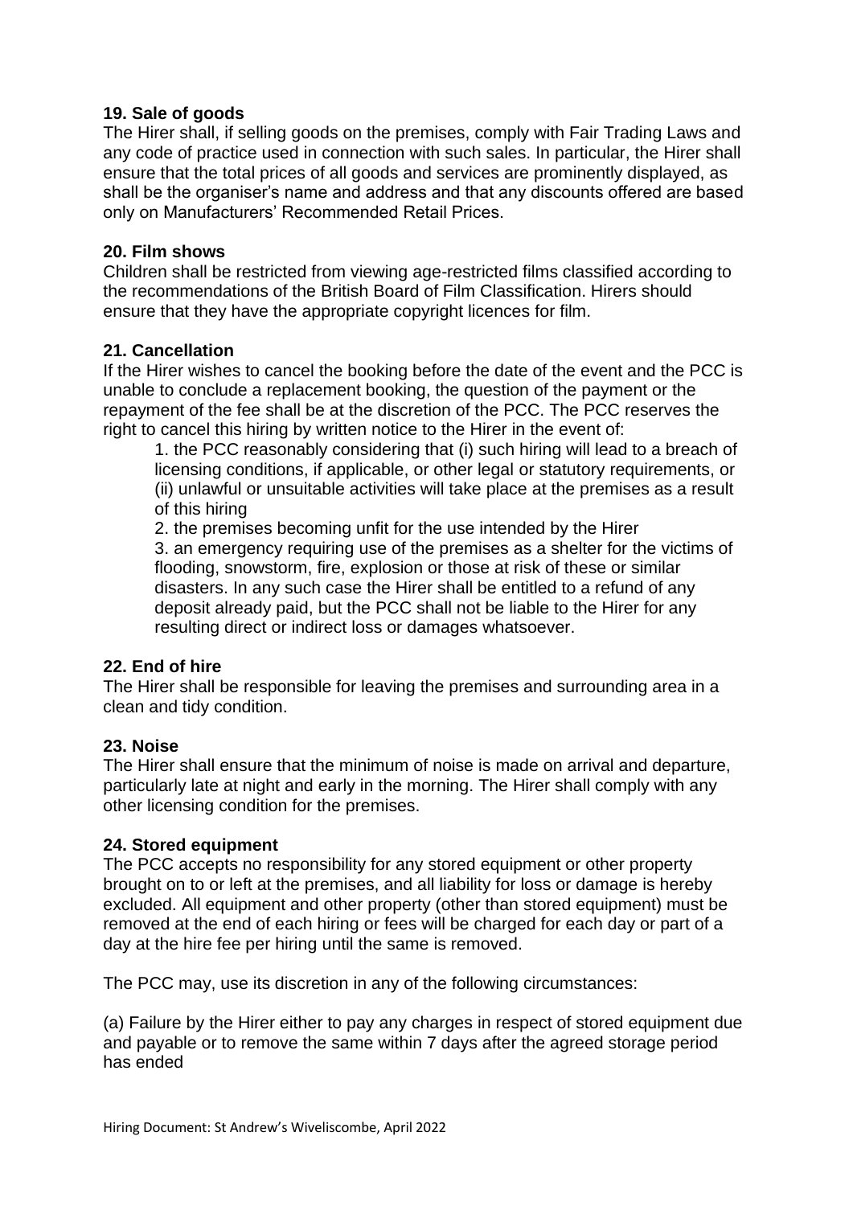**19. Sale of goods**
The Hirer shall, if selling goods on the premises, comply with Fair Trading Laws and any code of practice used in connection with such sales. In particular, the Hirer shall ensure that the total prices of all goods and services are prominently displayed, as shall be the organiser's name and address and that any discounts offered are based only on Manufacturers' Recommended Retail Prices.

**20. Film shows**
Children shall be restricted from viewing age-restricted films classified according to the recommendations of the British Board of Film Classification. Hirers should ensure that they have the appropriate copyright licences for film.

**21. Cancellation**
If the Hirer wishes to cancel the booking before the date of the event and the PCC is unable to conclude a replacement booking, the question of the payment or the repayment of the fee shall be at the discretion of the PCC. The PCC reserves the right to cancel this hiring by written notice to the Hirer in the event of:

1. the PCC reasonably considering that (i) such hiring will lead to a breach of licensing conditions, if applicable, or other legal or statutory requirements, or (ii) unlawful or unsuitable activities will take place at the premises as a result of this hiring
2. the premises becoming unfit for the use intended by the Hirer
3. an emergency requiring use of the premises as a shelter for the victims of flooding, snowstorm, fire, explosion or those at risk of these or similar disasters. In any such case the Hirer shall be entitled to a refund of any deposit already paid, but the PCC shall not be liable to the Hirer for any resulting direct or indirect loss or damages whatsoever.

**22. End of hire**
The Hirer shall be responsible for leaving the premises and surrounding area in a clean and tidy condition.

**23. Noise**
The Hirer shall ensure that the minimum of noise is made on arrival and departure, particularly late at night and early in the morning. The Hirer shall comply with any other licensing condition for the premises.

**24. Stored equipment**
The PCC accepts no responsibility for any stored equipment or other property brought on to or left at the premises, and all liability for loss or damage is hereby excluded. All equipment and other property (other than stored equipment) must be removed at the end of each hiring or fees will be charged for each day or part of a day at the hire fee per hiring until the same is removed.

The PCC may, use its discretion in any of the following circumstances:

(a) Failure by the Hirer either to pay any charges in respect of stored equipment due and payable or to remove the same within 7 days after the agreed storage period has ended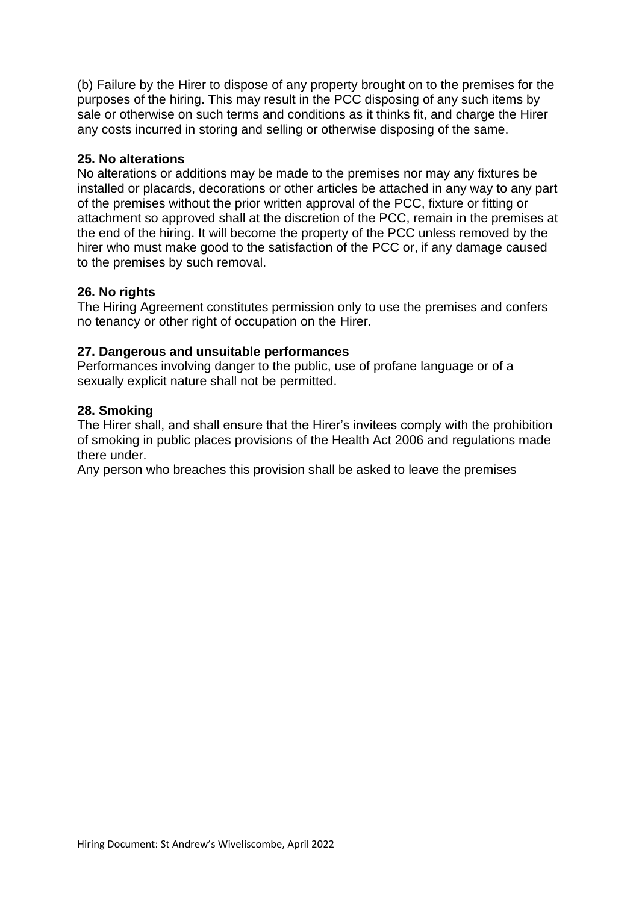(b) Failure by the Hirer to dispose of any property brought on to the premises for the purposes of the hiring. This may result in the PCC disposing of any such items by sale or otherwise on such terms and conditions as it thinks fit, and charge the Hirer any costs incurred in storing and selling or otherwise disposing of the same.

**25. No alterations**

No alterations or additions may be made to the premises nor may any fixtures be installed or placards, decorations or other articles be attached in any way to any part of the premises without the prior written approval of the PCC, fixture or fitting or attachment so approved shall at the discretion of the PCC, remain in the premises at the end of the hiring. It will become the property of the PCC unless removed by the hirer who must make good to the satisfaction of the PCC or, if any damage caused to the premises by such removal.

**26. No rights**

The Hiring Agreement constitutes permission only to use the premises and confers no tenancy or other right of occupation on the Hirer.

**27. Dangerous and unsuitable performances**

Performances involving danger to the public, use of profane language or of a sexually explicit nature shall not be permitted.

**28. Smoking**

The Hirer shall, and shall ensure that the Hirer's invitees comply with the prohibition of smoking in public places provisions of the Health Act 2006 and regulations made there under.

Any person who breaches this provision shall be asked to leave the premises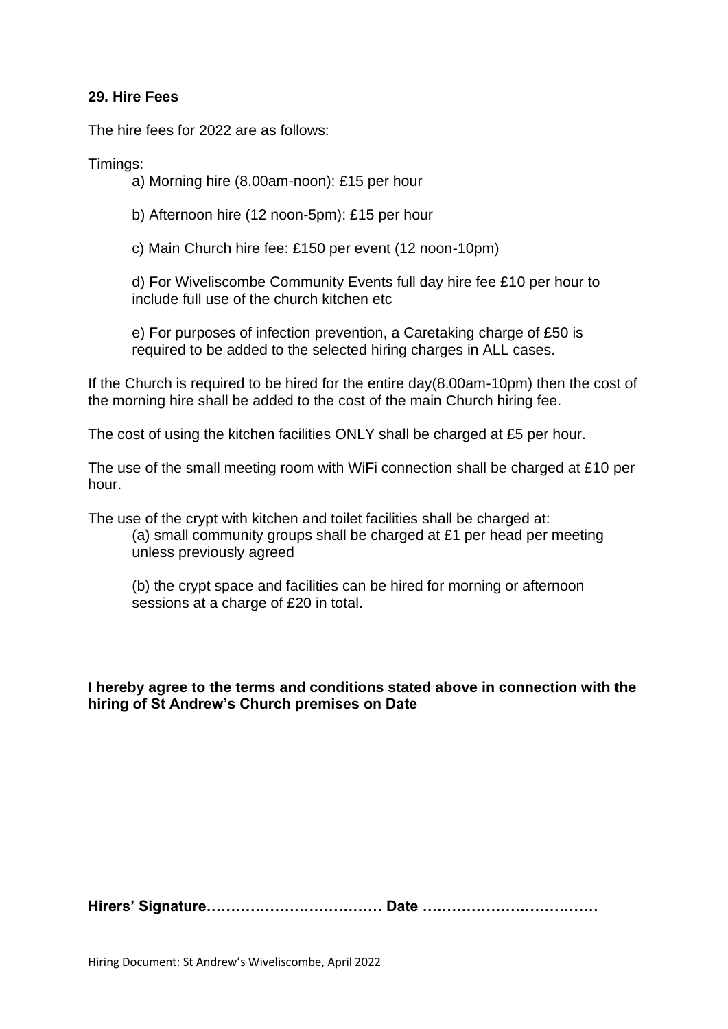**29. Hire Fees**

The hire fees for 2022 are as follows:

Timings:

a) Morning hire (8.00am-noon): £15 per hour

b) Afternoon hire (12 noon-5pm): £15 per hour

c) Main Church hire fee: £150 per event (12 noon-10pm)

d) For Wiveliscombe Community Events full day hire fee £10 per hour to include full use of the church kitchen etc

e) For purposes of infection prevention, a Caretaking charge of £50 is required to be added to the selected hiring charges in ALL cases.

If the Church is required to be hired for the entire day(8.00am-10pm) then the cost of the morning hire shall be added to the cost of the main Church hiring fee.

The cost of using the kitchen facilities ONLY shall be charged at £5 per hour.

The use of the small meeting room with WiFi connection shall be charged at £10 per hour.

The use of the crypt with kitchen and toilet facilities shall be charged at:

(a) small community groups shall be charged at £1 per head per meeting unless previously agreed

(b) the crypt space and facilities can be hired for morning or afternoon sessions at a charge of £20 in total.

**I hereby agree to the terms and conditions stated above in connection with the hiring of St Andrew's Church premises on Date**

**Hirers' Signature……………………………… Date ………………………………**

Hiring Document: St Andrew's Wiveliscombe, April 2022